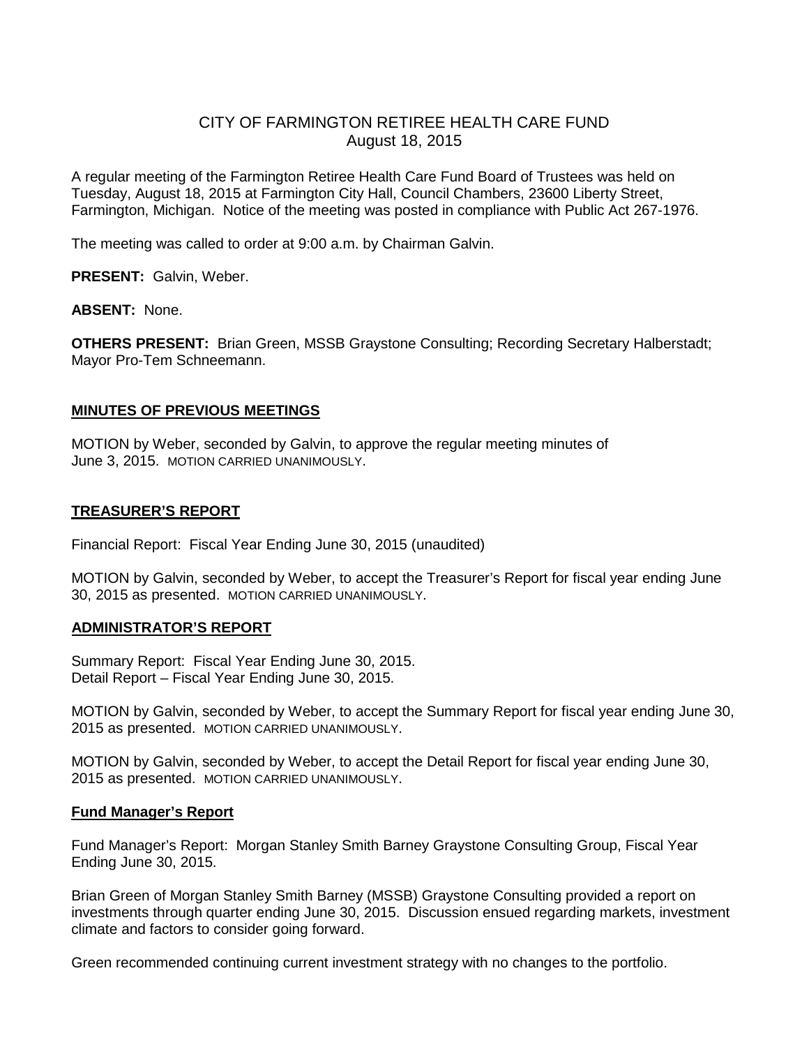# CITY OF FARMINGTON RETIREE HEALTH CARE FUND
August 18, 2015

A regular meeting of the Farmington Retiree Health Care Fund Board of Trustees was held on Tuesday, August 18, 2015 at Farmington City Hall, Council Chambers, 23600 Liberty Street, Farmington, Michigan. Notice of the meeting was posted in compliance with Public Act 267-1976.

The meeting was called to order at 9:00 a.m. by Chairman Galvin.

**PRESENT:** Galvin, Weber.

**ABSENT:** None.

**OTHERS PRESENT:** Brian Green, MSSB Graystone Consulting; Recording Secretary Halberstadt; Mayor Pro-Tem Schneemann.

## MINUTES OF PREVIOUS MEETINGS

MOTION by Weber, seconded by Galvin, to approve the regular meeting minutes of June 3, 2015. MOTION CARRIED UNANIMOUSLY.

## TREASURER'S REPORT

Financial Report: Fiscal Year Ending June 30, 2015 (unaudited)

MOTION by Galvin, seconded by Weber, to accept the Treasurer's Report for fiscal year ending June 30, 2015 as presented. MOTION CARRIED UNANIMOUSLY.

## ADMINISTRATOR'S REPORT

Summary Report: Fiscal Year Ending June 30, 2015.
Detail Report – Fiscal Year Ending June 30, 2015.

MOTION by Galvin, seconded by Weber, to accept the Summary Report for fiscal year ending June 30, 2015 as presented. MOTION CARRIED UNANIMOUSLY.

MOTION by Galvin, seconded by Weber, to accept the Detail Report for fiscal year ending June 30, 2015 as presented. MOTION CARRIED UNANIMOUSLY.

## Fund Manager's Report

Fund Manager's Report: Morgan Stanley Smith Barney Graystone Consulting Group, Fiscal Year Ending June 30, 2015.

Brian Green of Morgan Stanley Smith Barney (MSSB) Graystone Consulting provided a report on investments through quarter ending June 30, 2015. Discussion ensued regarding markets, investment climate and factors to consider going forward.

Green recommended continuing current investment strategy with no changes to the portfolio.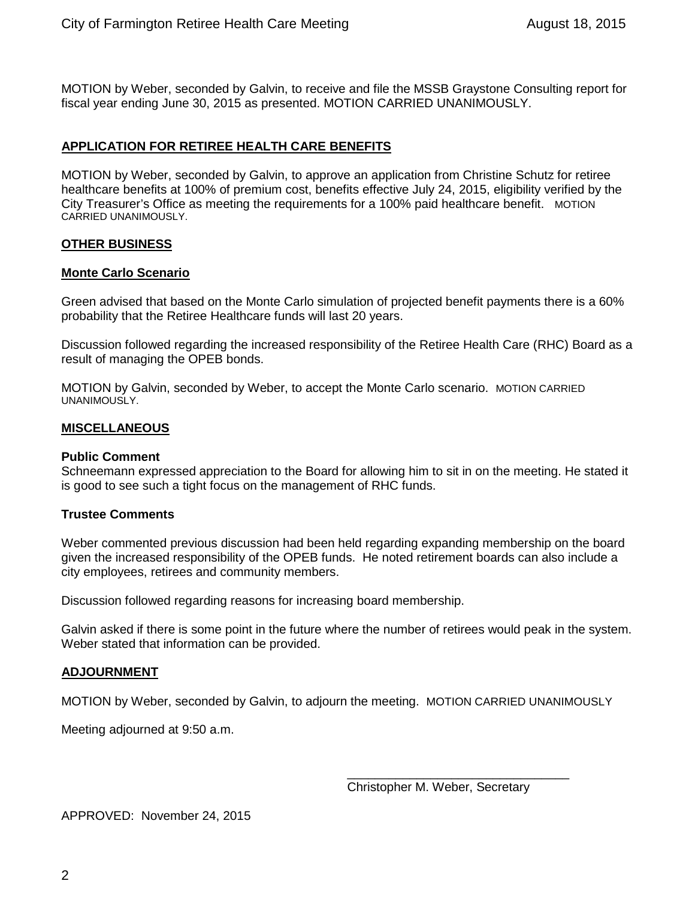MOTION by Weber, seconded by Galvin, to receive and file the MSSB Graystone Consulting report for fiscal year ending June 30, 2015 as presented. MOTION CARRIED UNANIMOUSLY.

## APPLICATION FOR RETIREE HEALTH CARE BENEFITS

MOTION by Weber, seconded by Galvin, to approve an application from Christine Schutz for retiree healthcare benefits at 100% of premium cost, benefits effective July 24, 2015, eligibility verified by the City Treasurer's Office as meeting the requirements for a 100% paid healthcare benefit. MOTION CARRIED UNANIMOUSLY.

## OTHER BUSINESS

### Monte Carlo Scenario

Green advised that based on the Monte Carlo simulation of projected benefit payments there is a 60% probability that the Retiree Healthcare funds will last 20 years.

Discussion followed regarding the increased responsibility of the Retiree Health Care (RHC) Board as a result of managing the OPEB bonds.

MOTION by Galvin, seconded by Weber, to accept the Monte Carlo scenario. MOTION CARRIED UNANIMOUSLY.

## MISCELLANEOUS

**Public Comment**

Schneemann expressed appreciation to the Board for allowing him to sit in on the meeting. He stated it is good to see such a tight focus on the management of RHC funds.

**Trustee Comments**

Weber commented previous discussion had been held regarding expanding membership on the board given the increased responsibility of the OPEB funds. He noted retirement boards can also include a city employees, retirees and community members.

Discussion followed regarding reasons for increasing board membership.

Galvin asked if there is some point in the future where the number of retirees would peak in the system. Weber stated that information can be provided.

## ADJOURNMENT

MOTION by Weber, seconded by Galvin, to adjourn the meeting. MOTION CARRIED UNANIMOUSLY

Meeting adjourned at 9:50 a.m.

\_\_\_\_\_\_\_\_\_\_\_\_\_\_\_\_\_\_\_\_\_\_\_\_\_\_\_\_\_\_\_\_
Christopher M. Weber, Secretary

APPROVED: November 24, 2015